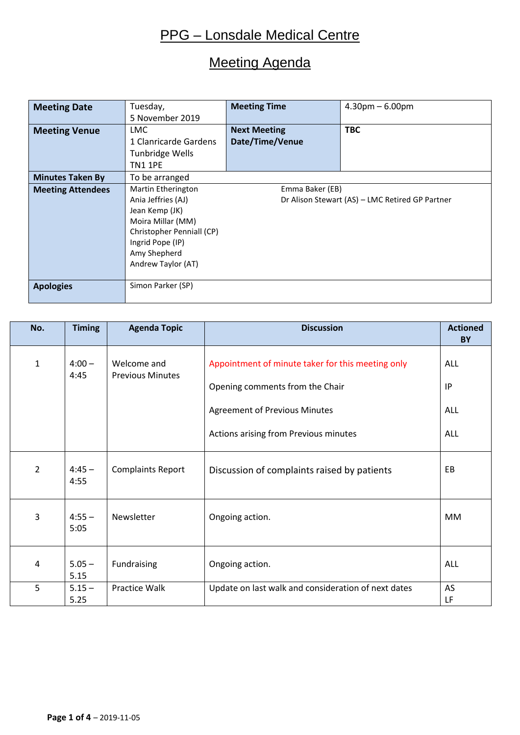# PPG – Lonsdale Medical Centre

## Meeting Agenda

| | | | |
|---|---|---|---|
| **Meeting Date** | Tuesday, 5 November 2019 | **Meeting Time** | 4.30pm – 6.00pm |
| **Meeting Venue** | LMC<br>1 Clanricarde Gardens<br>Tunbridge Wells<br>TN1 1PE | **Next Meeting Date/Time/Venue** | **TBC** |
| **Minutes Taken By** | To be arranged | | |
| **Meeting Attendees** | Martin Etherington<br>Ania Jeffries (AJ)<br>Jean Kemp (JK)<br>Moira Millar (MM)<br>Christopher Pennial (CP)<br>Ingrid Pope (IP)<br>Amy Shepherd<br>Andrew Taylor (AT) | Emma Baker (EB)<br>Dr Alison Stewart (AS) – LMC Retired GP Partner | |
| **Apologies** | Simon Parker (SP) | | |

| No. | Timing | Agenda Topic | Discussion | Actioned BY |
|---|---|---|---|---|
| 1 | 4:00 – 4:45 | Welcome and Previous Minutes | Appointment of minute taker for this meeting only<br><br>Opening comments from the Chair<br><br>Agreement of Previous Minutes<br><br>Actions arising from Previous minutes | ALL<br><br>IP<br><br>ALL<br><br>ALL |
| 2 | 4:45 – 4:55 | Complaints Report | Discussion of complaints raised by patients | EB |
| 3 | 4:55 – 5:05 | Newsletter | Ongoing action. | MM |
| 4 | 5.05 – 5.15 | Fundraising | Ongoing action. | ALL |
| 5 | 5.15 – 5.25 | Practice Walk | Update on last walk and consideration of next dates | AS<br>LF |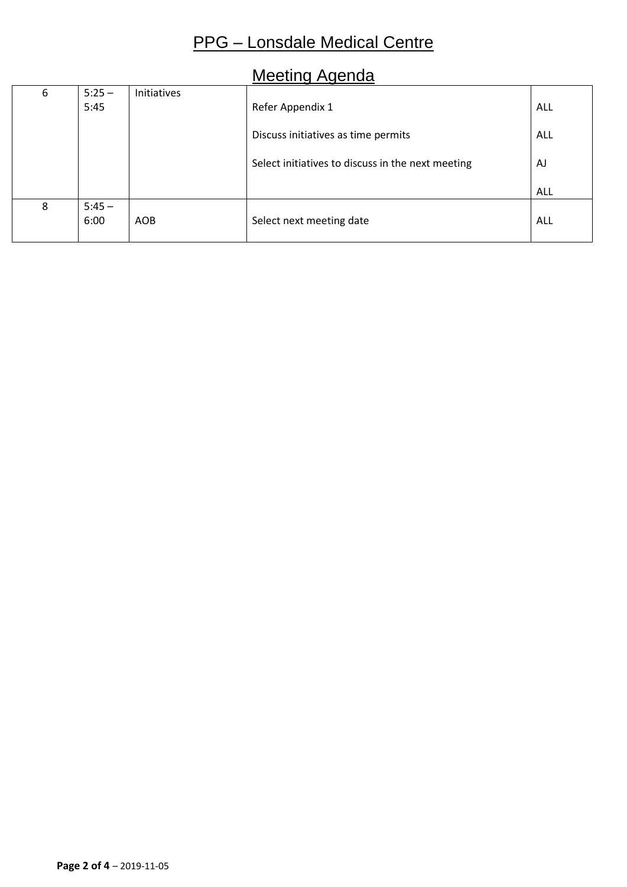# PPG – Lonsdale Medical Centre

## Meeting Agenda

| | | | | |
|---|---|---|---|---|
| 6 | 5:25 – 5:45 | Initiatives | Refer Appendix 1<br><br>Discuss initiatives as time permits<br><br>Select initiatives to discuss in the next meeting | ALL<br><br>ALL<br><br>AJ<br><br>ALL |
| 8 | 5:45 – 6:00 | AOB | Select next meeting date | ALL |

2019-11-05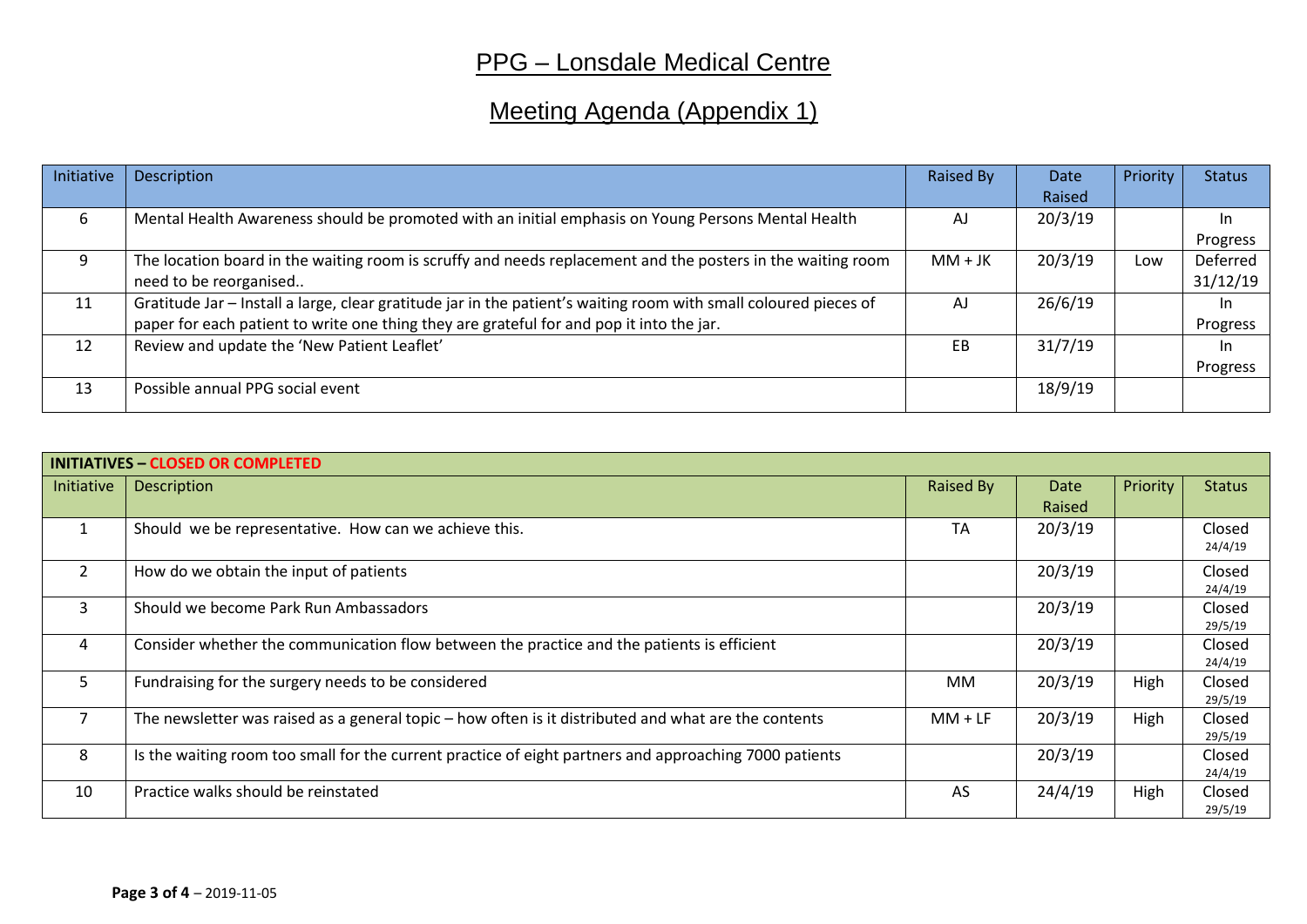# PPG – Lonsdale Medical Centre

## Meeting Agenda (Appendix 1)

| Initiative | Description | Raised By | Date Raised | Priority | Status |
|---|---|---|---|---|---|
| 6 | Mental Health Awareness should be promoted with an initial emphasis on Young Persons Mental Health | AJ | 20/3/19 | | In Progress |
| 9 | The location board in the waiting room is scruffy and needs replacement and the posters in the waiting room need to be reorganised.. | MM + JK | 20/3/19 | Low | Deferred 31/12/19 |
| 11 | Gratitude Jar – Install a large, clear gratitude jar in the patient's waiting room with small coloured pieces of paper for each patient to write one thing they are grateful for and pop it into the jar. | AJ | 26/6/19 | | In Progress |
| 12 | Review and update the 'New Patient Leaflet' | EB | 31/7/19 | | In Progress |
| 13 | Possible annual PPG social event | | 18/9/19 | | |

**INITIATIVES – CLOSED OR COMPLETED**

| Initiative | Description | Raised By | Date Raised | Priority | Status |
|---|---|---|---|---|---|
| 1 | Should we be representative. How can we achieve this. | TA | 20/3/19 | | Closed 24/4/19 |
| 2 | How do we obtain the input of patients | | 20/3/19 | | Closed 24/4/19 |
| 3 | Should we become Park Run Ambassadors | | 20/3/19 | | Closed 29/5/19 |
| 4 | Consider whether the communication flow between the practice and the patients is efficient | | 20/3/19 | | Closed 24/4/19 |
| 5 | Fundraising for the surgery needs to be considered | MM | 20/3/19 | High | Closed 29/5/19 |
| 7 | The newsletter was raised as a general topic – how often is it distributed and what are the contents | MM + LF | 20/3/19 | High | Closed 29/5/19 |
| 8 | Is the waiting room too small for the current practice of eight partners and approaching 7000 patients | | 20/3/19 | | Closed 24/4/19 |
| 10 | Practice walks should be reinstated | AS | 24/4/19 | High | Closed 29/5/19 |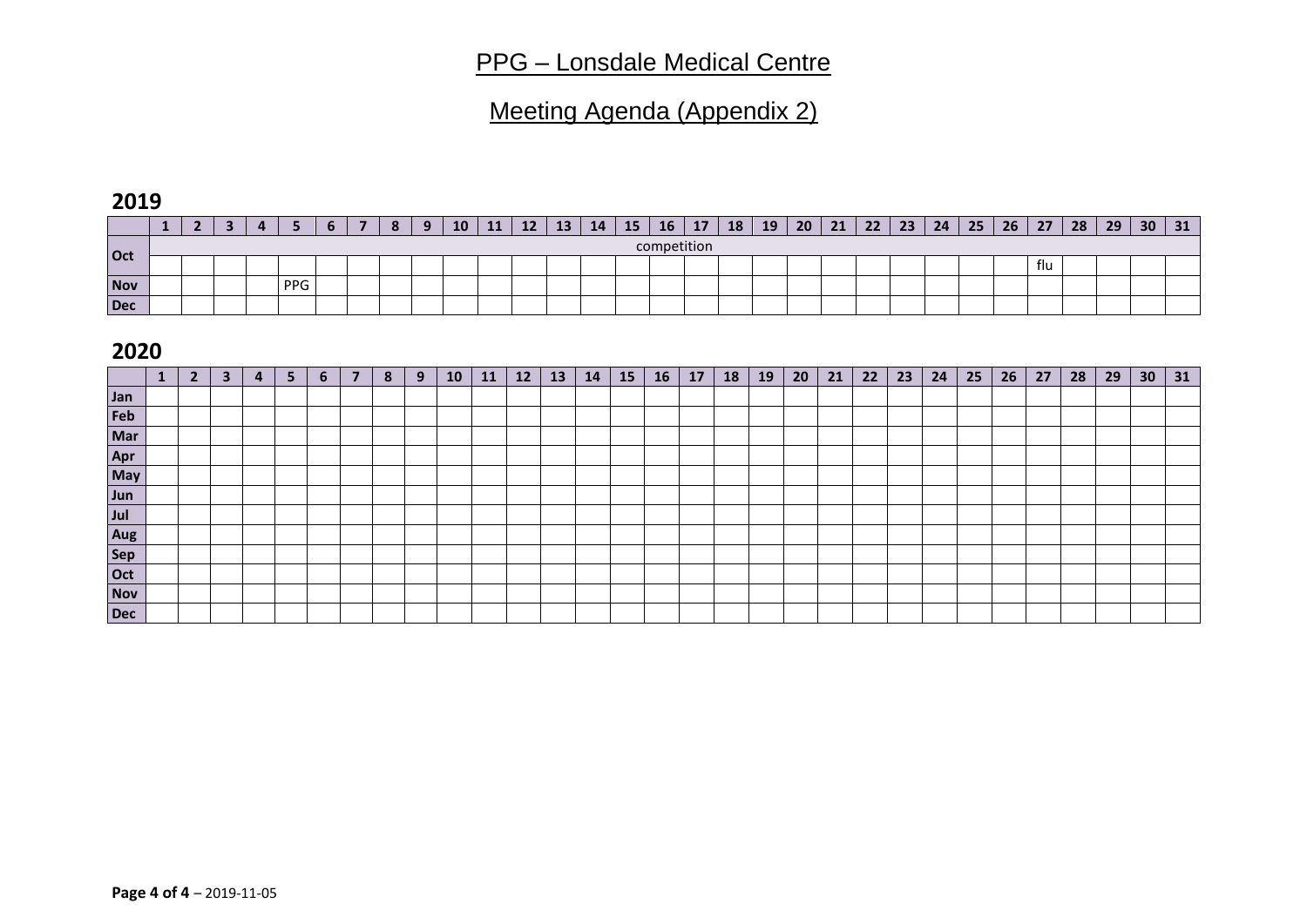# PPG – Lonsdale Medical Centre

## Meeting Agenda (Appendix 2)

**2019**

| | 1 | 2 | 3 | 4 | 5 | 6 | 7 | 8 | 9 | 10 | 11 | 12 | 13 | 14 | 15 | 16 | 17 | 18 | 19 | 20 | 21 | 22 | 23 | 24 | 25 | 26 | 27 | 28 | 29 | 30 | 31 |
|---|---|---|---|---|---|---|---|---|---|---|---|---|---|---|---|---|---|---|---|---|---|---|---|---|---|---|---|---|---|---|---|
| Oct | competition | | | | | | | | | | | | | | | | | | | | | | | | | | | | | | |
| | | | | | | | | | | | | | | | | | | | | | | | | | | | flu | | | | |
| Nov | | | | | PPG | | | | | | | | | | | | | | | | | | | | | | | | | | |
| Dec | | | | | | | | | | | | | | | | | | | | | | | | | | | | | | | |

**2020**

| | 1 | 2 | 3 | 4 | 5 | 6 | 7 | 8 | 9 | 10 | 11 | 12 | 13 | 14 | 15 | 16 | 17 | 18 | 19 | 20 | 21 | 22 | 23 | 24 | 25 | 26 | 27 | 28 | 29 | 30 | 31 |
|---|---|---|---|---|---|---|---|---|---|---|---|---|---|---|---|---|---|---|---|---|---|---|---|---|---|---|---|---|---|---|---|
| Jan | | | | | | | | | | | | | | | | | | | | | | | | | | | | | | | |
| Feb | | | | | | | | | | | | | | | | | | | | | | | | | | | | | | | |
| Mar | | | | | | | | | | | | | | | | | | | | | | | | | | | | | | | |
| Apr | | | | | | | | | | | | | | | | | | | | | | | | | | | | | | | |
| May | | | | | | | | | | | | | | | | | | | | | | | | | | | | | | | |
| Jun | | | | | | | | | | | | | | | | | | | | | | | | | | | | | | | |
| Jul | | | | | | | | | | | | | | | | | | | | | | | | | | | | | | | |
| Aug | | | | | | | | | | | | | | | | | | | | | | | | | | | | | | | |
| Sep | | | | | | | | | | | | | | | | | | | | | | | | | | | | | | | |
| Oct | | | | | | | | | | | | | | | | | | | | | | | | | | | | | | | |
| Nov | | | | | | | | | | | | | | | | | | | | | | | | | | | | | | | |
| Dec | | | | | | | | | | | | | | | | | | | | | | | | | | | | | | | |